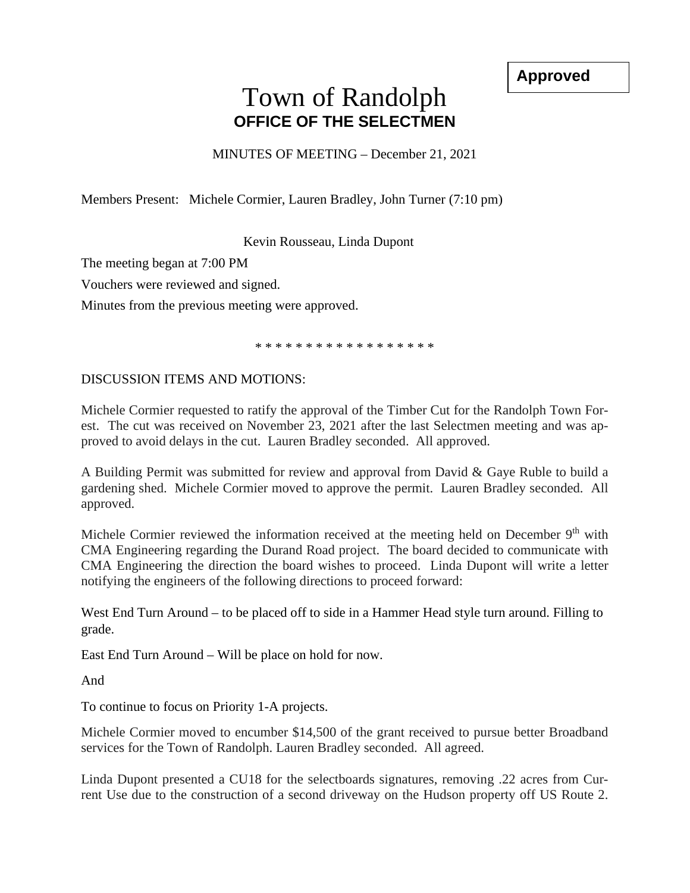**Approved**

# Town of Randolph
## OFFICE OF THE SELECTMEN

MINUTES OF MEETING – December 21, 2021

Members Present: Michele Cormier, Lauren Bradley, John Turner (7:10 pm)

Kevin Rousseau, Linda Dupont

The meeting began at 7:00 PM

Vouchers were reviewed and signed.

Minutes from the previous meeting were approved.

\* \* \* \* \* \* \* \* \* \* \* \* \* \* \* \* \* \*

DISCUSSION ITEMS AND MOTIONS:

Michele Cormier requested to ratify the approval of the Timber Cut for the Randolph Town Forest. The cut was received on November 23, 2021 after the last Selectmen meeting and was approved to avoid delays in the cut. Lauren Bradley seconded. All approved.

A Building Permit was submitted for review and approval from David & Gaye Ruble to build a gardening shed. Michele Cormier moved to approve the permit. Lauren Bradley seconded. All approved.

Michele Cormier reviewed the information received at the meeting held on December 9th with CMA Engineering regarding the Durand Road project. The board decided to communicate with CMA Engineering the direction the board wishes to proceed. Linda Dupont will write a letter notifying the engineers of the following directions to proceed forward:

West End Turn Around – to be placed off to side in a Hammer Head style turn around. Filling to grade.

East End Turn Around – Will be place on hold for now.

And

To continue to focus on Priority 1-A projects.

Michele Cormier moved to encumber $14,500 of the grant received to pursue better Broadband services for the Town of Randolph. Lauren Bradley seconded. All agreed.

Linda Dupont presented a CU18 for the selectboards signatures, removing .22 acres from Current Use due to the construction of a second driveway on the Hudson property off US Route 2.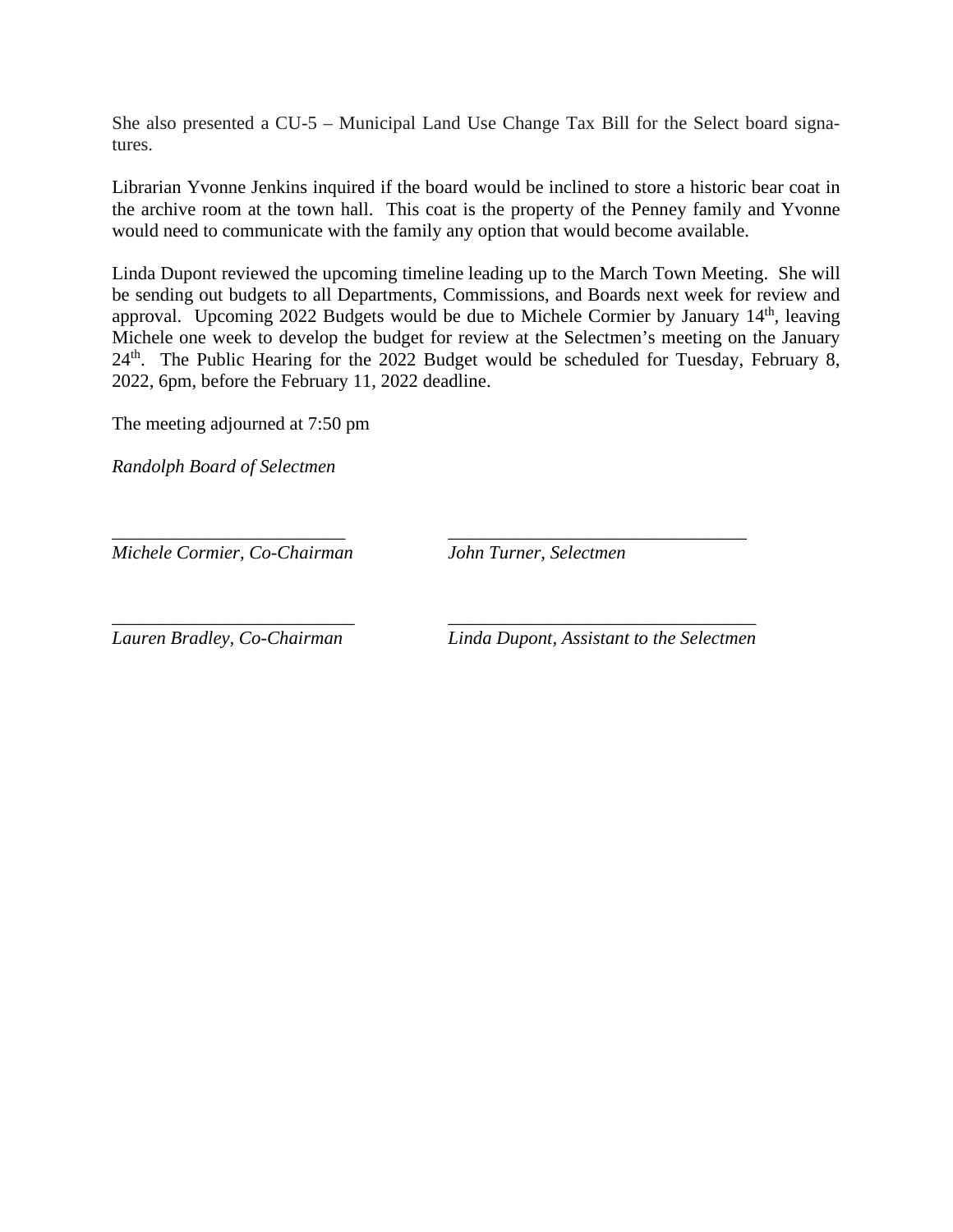She also presented a CU-5 – Municipal Land Use Change Tax Bill for the Select board signatures.

Librarian Yvonne Jenkins inquired if the board would be inclined to store a historic bear coat in the archive room at the town hall. This coat is the property of the Penney family and Yvonne would need to communicate with the family any option that would become available.

Linda Dupont reviewed the upcoming timeline leading up to the March Town Meeting. She will be sending out budgets to all Departments, Commissions, and Boards next week for review and approval. Upcoming 2022 Budgets would be due to Michele Cormier by January 14th, leaving Michele one week to develop the budget for review at the Selectmen's meeting on the January 24th. The Public Hearing for the 2022 Budget would be scheduled for Tuesday, February 8, 2022, 6pm, before the February 11, 2022 deadline.

The meeting adjourned at 7:50 pm

*Randolph Board of Selectmen*

_________________________
*Michele Cormier, Co-Chairman*

_________________________
*John Turner, Selectmen*

_________________________
*Lauren Bradley, Co-Chairman*

_________________________
*Linda Dupont, Assistant to the Selectmen*